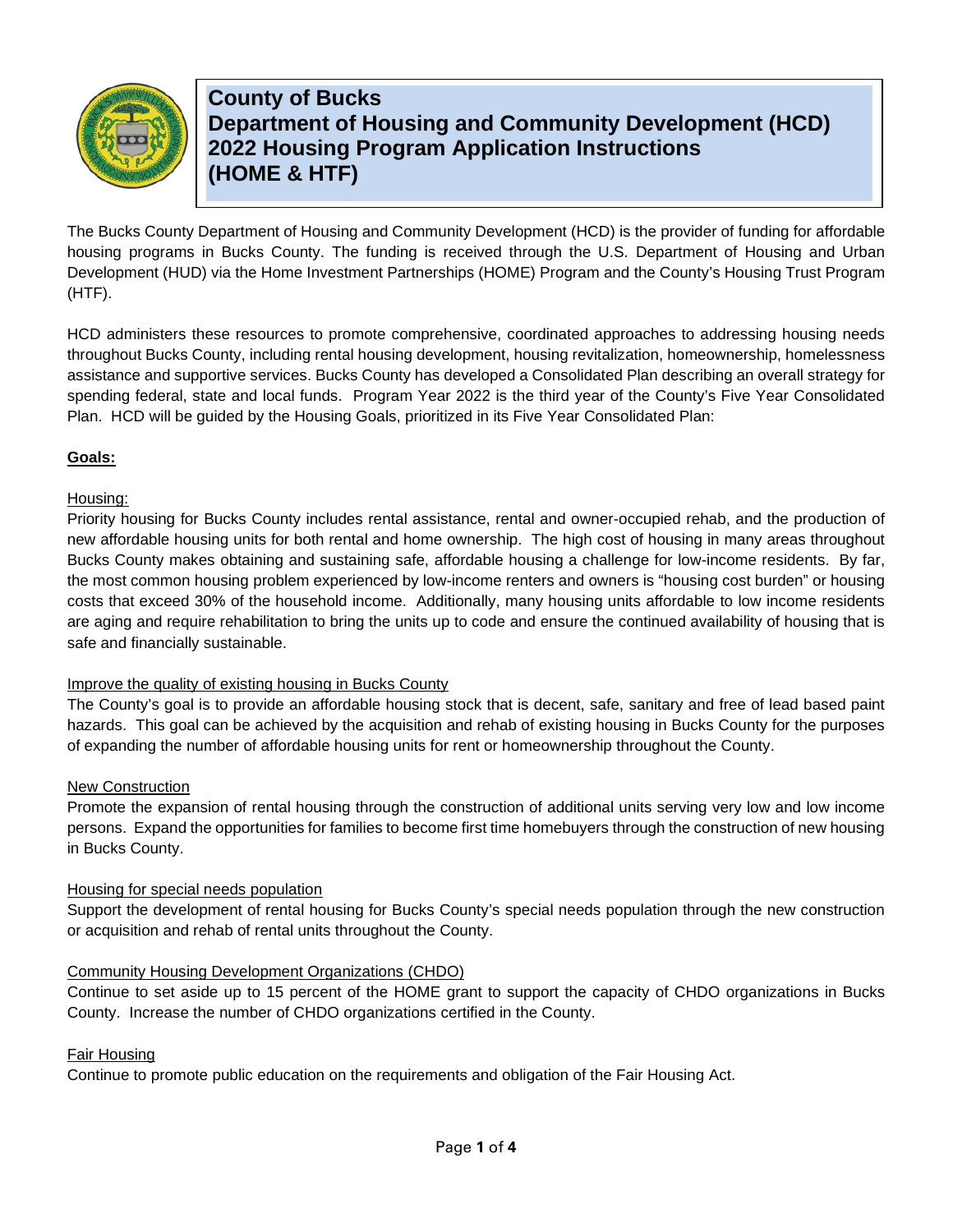# County of Bucks
# Department of Housing and Community Development (HCD)
# 2022 Housing Program Application Instructions
# (HOME & HTF)

The Bucks County Department of Housing and Community Development (HCD) is the provider of funding for affordable housing programs in Bucks County. The funding is received through the U.S. Department of Housing and Urban Development (HUD) via the Home Investment Partnerships (HOME) Program and the County's Housing Trust Program (HTF).

HCD administers these resources to promote comprehensive, coordinated approaches to addressing housing needs throughout Bucks County, including rental housing development, housing revitalization, homeownership, homelessness assistance and supportive services. Bucks County has developed a Consolidated Plan describing an overall strategy for spending federal, state and local funds. Program Year 2022 is the third year of the County's Five Year Consolidated Plan. HCD will be guided by the Housing Goals, prioritized in its Five Year Consolidated Plan:

## Goals:

### Housing:

Priority housing for Bucks County includes rental assistance, rental and owner-occupied rehab, and the production of new affordable housing units for both rental and home ownership. The high cost of housing in many areas throughout Bucks County makes obtaining and sustaining safe, affordable housing a challenge for low-income residents. By far, the most common housing problem experienced by low-income renters and owners is "housing cost burden" or housing costs that exceed 30% of the household income. Additionally, many housing units affordable to low income residents are aging and require rehabilitation to bring the units up to code and ensure the continued availability of housing that is safe and financially sustainable.

### Improve the quality of existing housing in Bucks County

The County's goal is to provide an affordable housing stock that is decent, safe, sanitary and free of lead based paint hazards. This goal can be achieved by the acquisition and rehab of existing housing in Bucks County for the purposes of expanding the number of affordable housing units for rent or homeownership throughout the County.

### New Construction

Promote the expansion of rental housing through the construction of additional units serving very low and low income persons. Expand the opportunities for families to become first time homebuyers through the construction of new housing in Bucks County.

### Housing for special needs population

Support the development of rental housing for Bucks County's special needs population through the new construction or acquisition and rehab of rental units throughout the County.

### Community Housing Development Organizations (CHDO)

Continue to set aside up to 15 percent of the HOME grant to support the capacity of CHDO organizations in Bucks County. Increase the number of CHDO organizations certified in the County.

### Fair Housing

Continue to promote public education on the requirements and obligation of the Fair Housing Act.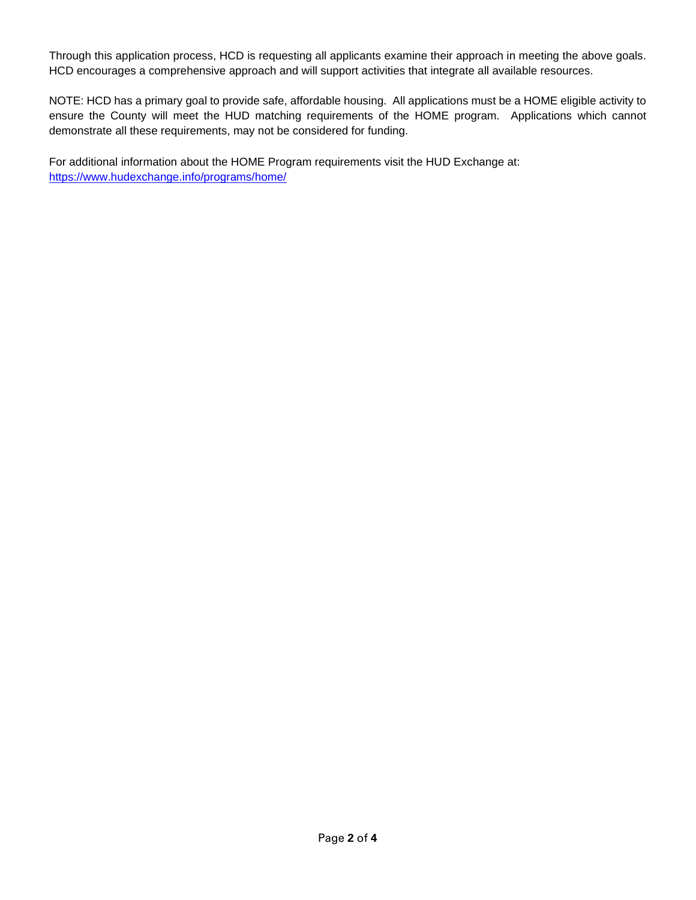Through this application process, HCD is requesting all applicants examine their approach in meeting the above goals. HCD encourages a comprehensive approach and will support activities that integrate all available resources.

NOTE: HCD has a primary goal to provide safe, affordable housing. All applications must be a HOME eligible activity to ensure the County will meet the HUD matching requirements of the HOME program. Applications which cannot demonstrate all these requirements, may not be considered for funding.

For additional information about the HOME Program requirements visit the HUD Exchange at:
[https://www.hudexchange.info/programs/home/](https://www.hudexchange.info/programs/home/)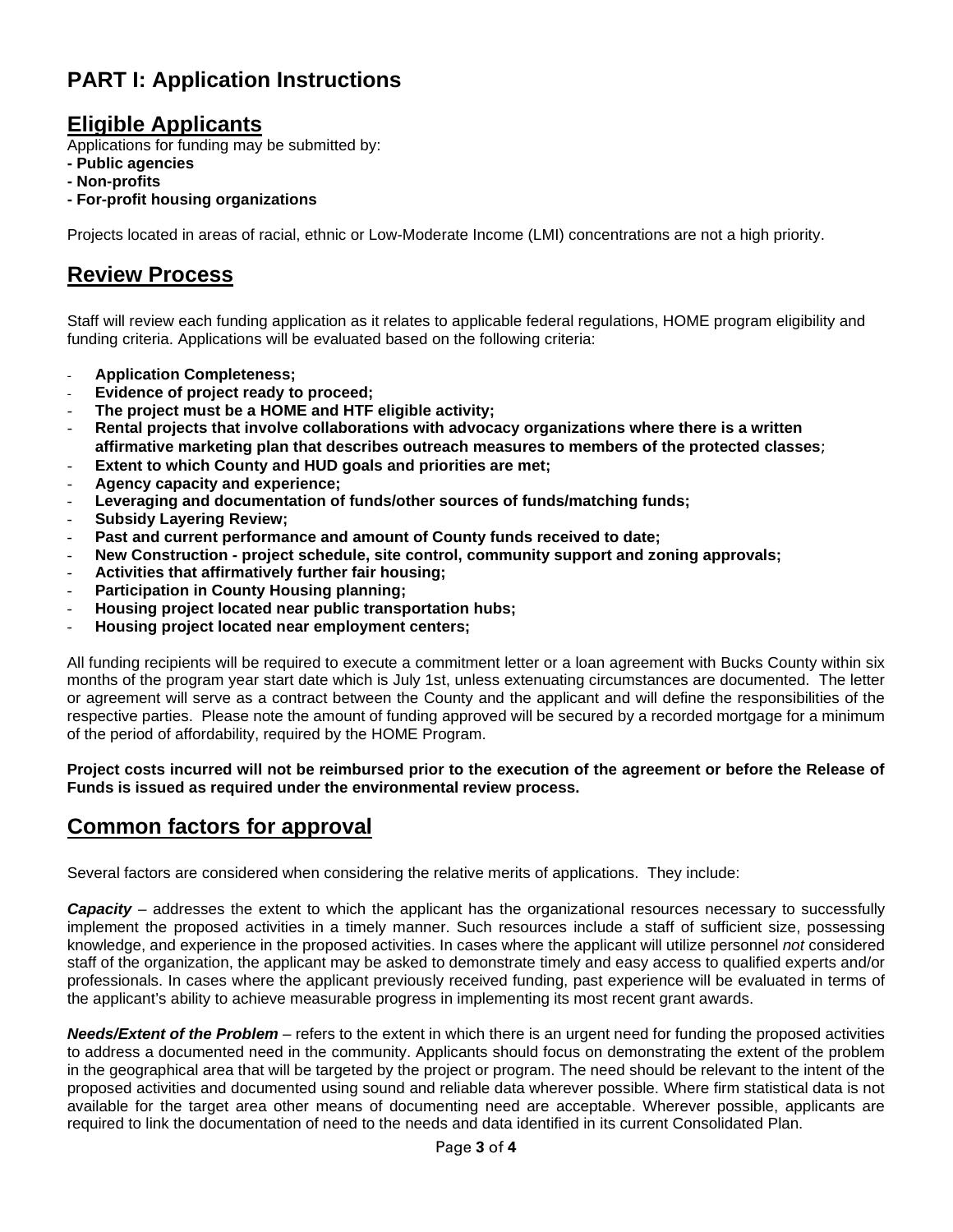# PART I: Application Instructions

## Eligible Applicants

Applications for funding may be submitted by:

**- Public agencies**
**- Non-profits**
**- For-profit housing organizations**

Projects located in areas of racial, ethnic or Low-Moderate Income (LMI) concentrations are not a high priority.

## Review Process

Staff will review each funding application as it relates to applicable federal regulations, HOME program eligibility and funding criteria. Applications will be evaluated based on the following criteria:

- **Application Completeness;**
- **Evidence of project ready to proceed;**
- **The project must be a HOME and HTF eligible activity;**
- **Rental projects that involve collaborations with advocacy organizations where there is a written affirmative marketing plan that describes outreach measures to members of the protected classes***;*
- **Extent to which County and HUD goals and priorities are met;**
- **Agency capacity and experience;**
- **Leveraging and documentation of funds/other sources of funds/matching funds;**
- **Subsidy Layering Review;**
- **Past and current performance and amount of County funds received to date;**
- **New Construction - project schedule, site control, community support and zoning approvals;**
- **Activities that affirmatively further fair housing;**
- **Participation in County Housing planning;**
- **Housing project located near public transportation hubs;**
- **Housing project located near employment centers;**

All funding recipients will be required to execute a commitment letter or a loan agreement with Bucks County within six months of the program year start date which is July 1st, unless extenuating circumstances are documented. The letter or agreement will serve as a contract between the County and the applicant and will define the responsibilities of the respective parties. Please note the amount of funding approved will be secured by a recorded mortgage for a minimum of the period of affordability, required by the HOME Program.

**Project costs incurred will not be reimbursed prior to the execution of the agreement or before the Release of Funds is issued as required under the environmental review process.**

## Common factors for approval

Several factors are considered when considering the relative merits of applications. They include:

***Capacity*** – addresses the extent to which the applicant has the organizational resources necessary to successfully implement the proposed activities in a timely manner. Such resources include a staff of sufficient size, possessing knowledge, and experience in the proposed activities. In cases where the applicant will utilize personnel *not* considered staff of the organization, the applicant may be asked to demonstrate timely and easy access to qualified experts and/or professionals. In cases where the applicant previously received funding, past experience will be evaluated in terms of the applicant's ability to achieve measurable progress in implementing its most recent grant awards.

***Needs/Extent of the Problem*** – refers to the extent in which there is an urgent need for funding the proposed activities to address a documented need in the community. Applicants should focus on demonstrating the extent of the problem in the geographical area that will be targeted by the project or program. The need should be relevant to the intent of the proposed activities and documented using sound and reliable data wherever possible. Where firm statistical data is not available for the target area other means of documenting need are acceptable. Wherever possible, applicants are required to link the documentation of need to the needs and data identified in its current Consolidated Plan.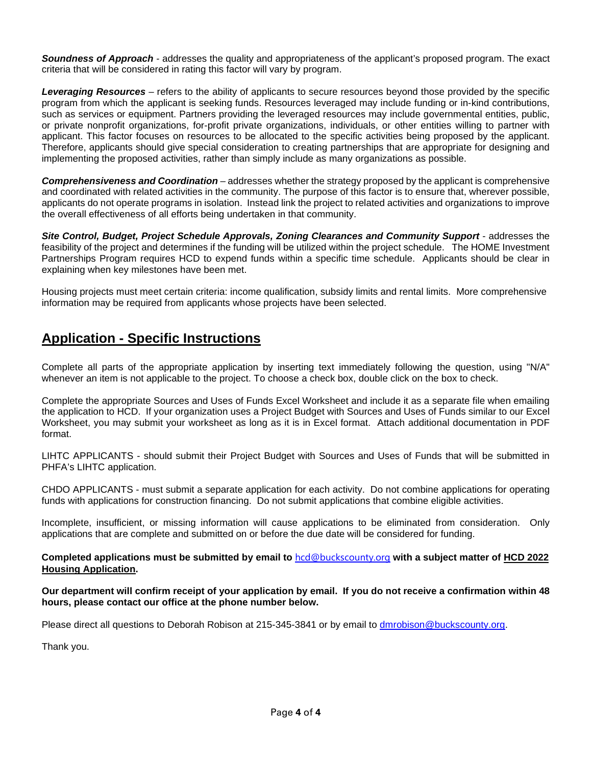***Soundness of Approach*** - addresses the quality and appropriateness of the applicant's proposed program. The exact criteria that will be considered in rating this factor will vary by program.

***Leveraging Resources*** – refers to the ability of applicants to secure resources beyond those provided by the specific program from which the applicant is seeking funds. Resources leveraged may include funding or in-kind contributions, such as services or equipment. Partners providing the leveraged resources may include governmental entities, public, or private nonprofit organizations, for-profit private organizations, individuals, or other entities willing to partner with applicant. This factor focuses on resources to be allocated to the specific activities being proposed by the applicant. Therefore, applicants should give special consideration to creating partnerships that are appropriate for designing and implementing the proposed activities, rather than simply include as many organizations as possible.

***Comprehensiveness and Coordination*** – addresses whether the strategy proposed by the applicant is comprehensive and coordinated with related activities in the community. The purpose of this factor is to ensure that, wherever possible, applicants do not operate programs in isolation. Instead link the project to related activities and organizations to improve the overall effectiveness of all efforts being undertaken in that community.

***Site Control, Budget, Project Schedule Approvals, Zoning Clearances and Community Support*** - addresses the feasibility of the project and determines if the funding will be utilized within the project schedule. The HOME Investment Partnerships Program requires HCD to expend funds within a specific time schedule. Applicants should be clear in explaining when key milestones have been met.

Housing projects must meet certain criteria: income qualification, subsidy limits and rental limits. More comprehensive information may be required from applicants whose projects have been selected.

## Application - Specific Instructions

Complete all parts of the appropriate application by inserting text immediately following the question, using "N/A" whenever an item is not applicable to the project. To choose a check box, double click on the box to check.

Complete the appropriate Sources and Uses of Funds Excel Worksheet and include it as a separate file when emailing the application to HCD. If your organization uses a Project Budget with Sources and Uses of Funds similar to our Excel Worksheet, you may submit your worksheet as long as it is in Excel format. Attach additional documentation in PDF format.

LIHTC APPLICANTS - should submit their Project Budget with Sources and Uses of Funds that will be submitted in PHFA's LIHTC application.

CHDO APPLICANTS - must submit a separate application for each activity. Do not combine applications for operating funds with applications for construction financing. Do not submit applications that combine eligible activities.

Incomplete, insufficient, or missing information will cause applications to be eliminated from consideration. Only applications that are complete and submitted on or before the due date will be considered for funding.

**Completed applications must be submitted by email to hcd@buckscounty.org with a subject matter of HCD 2022 Housing Application.**

**Our department will confirm receipt of your application by email. If you do not receive a confirmation within 48 hours, please contact our office at the phone number below.**

Please direct all questions to Deborah Robison at 215-345-3841 or by email to dmrobison@buckscounty.org.

Thank you.